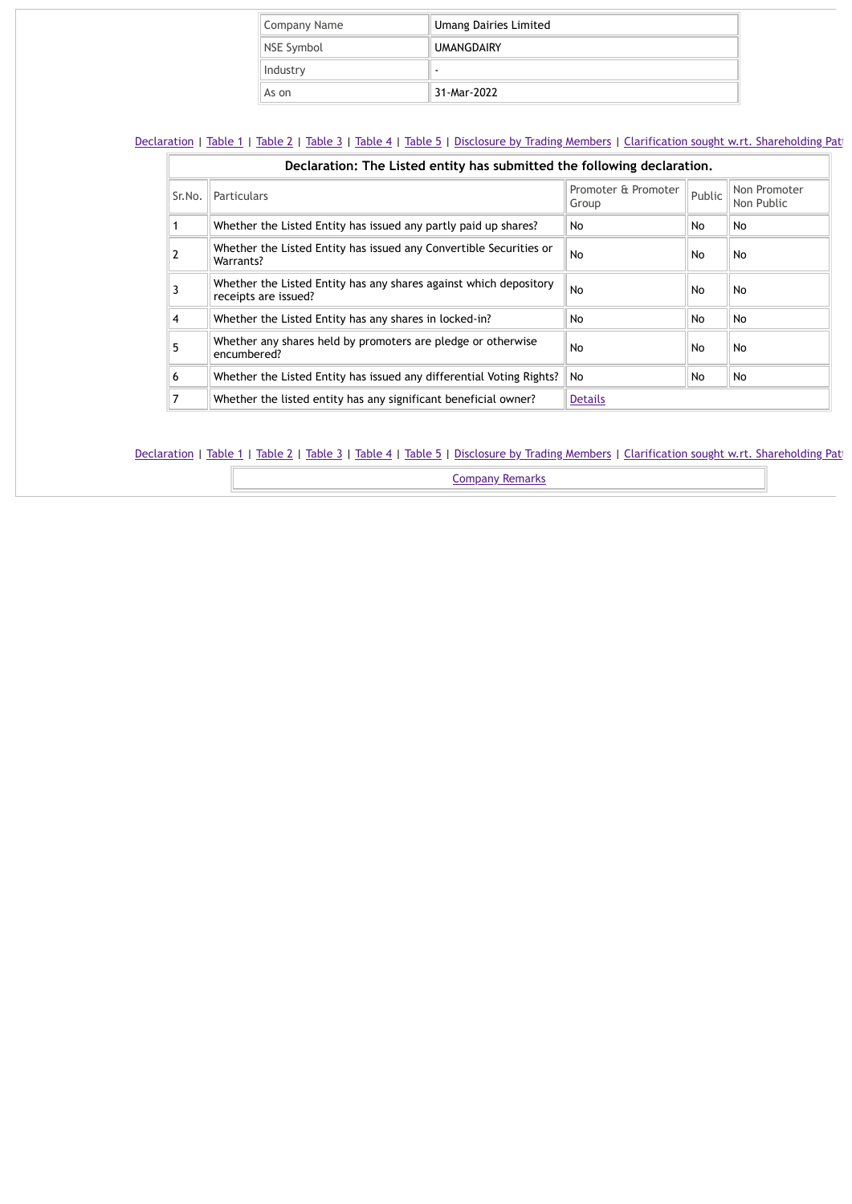| Company Name | Umang Dairies Limited |
|---|---|
| NSE Symbol | UMANGDAIRY |
| Industry | - |
| As on | 31-Mar-2022 |

Declaration | Table 1 | Table 2 | Table 3 | Table 4 | Table 5 | Disclosure by Trading Members | Clarification sought w.rt. Shareholding Pat

**Declaration: The Listed entity has submitted the following declaration.**

| Sr.No. | Particulars | Promoter & Promoter Group | Public | Non Promoter Non Public |
|---|---|---|---|---|
| 1 | Whether the Listed Entity has issued any partly paid up shares? | No | No | No |
| 2 | Whether the Listed Entity has issued any Convertible Securities or Warrants? | No | No | No |
| 3 | Whether the Listed Entity has any shares against which depository receipts are issued? | No | No | No |
| 4 | Whether the Listed Entity has any shares in locked-in? | No | No | No |
| 5 | Whether any shares held by promoters are pledge or otherwise encumbered? | No | No | No |
| 6 | Whether the Listed Entity has issued any differential Voting Rights? | No | No | No |
| 7 | Whether the listed entity has any significant beneficial owner? | Details | | |

Declaration | Table 1 | Table 2 | Table 3 | Table 4 | Table 5 | Disclosure by Trading Members | Clarification sought w.rt. Shareholding Pat

Company Remarks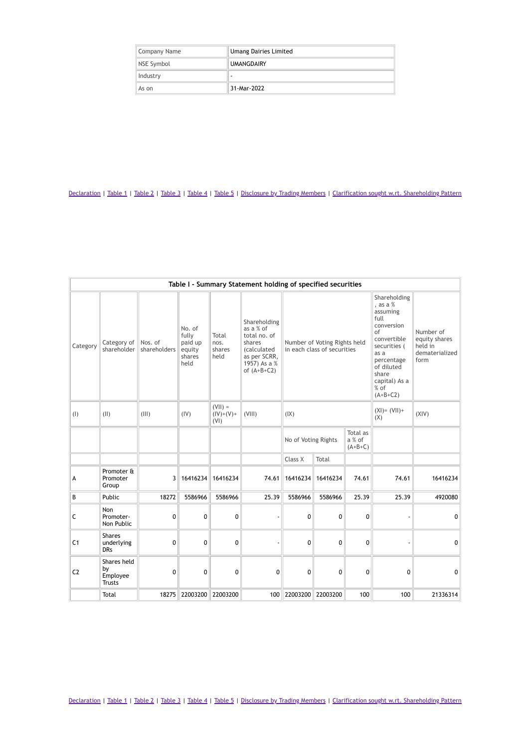| Company Name | Umang Dairies Limited |
|---|---|
| NSE Symbol | UMANGDAIRY |
| Industry | - |
| As on | 31-Mar-2022 |

Declaration | Table 1 | Table 2 | Table 3 | Table 4 | Table 5 | Disclosure by Trading Members | Clarification sought w.r.t. Shareholding Pattern

| Table I - Summary Statement holding of specified securities | | | | | | | | | | |
|---|---|---|---|---|---|---|---|---|---|---|
| Category | Category of shareholder | Nos. of shareholders | No. of fully paid up equity shares held | Total nos. shares held | Shareholding as a % of total no. of shares (calculated as per SCRR, 1957) As a % of (A+B+C2) | Number of Voting Rights held in each class of securities | | | Shareholding , as a % assuming full conversion of convertible securities ( as a percentage of diluted share capital) As a % of (A+B+C2) | Number of equity shares held in dematerialized form |
| (I) | (II) | (III) | (IV) | (VII) = (IV)+(V)+ (VI) | (VIII) | (IX) | | | (XI)= (VII)+ (X) | (XIV) |
| | | | | | | No of Voting Rights | | Total as a % of (A+B+C) | | |
| | | | | | | Class X | Total | | | |
| A | Promoter & Promoter Group | 3 | 16416234 | 16416234 | 74.61 | 16416234 | 16416234 | 74.61 | 74.61 | 16416234 |
| B | Public | 18272 | 5586966 | 5586966 | 25.39 | 5586966 | 5586966 | 25.39 | 25.39 | 4920080 |
| C | Non Promoter- Non Public | 0 | 0 | 0 | - | 0 | 0 | 0 | - | 0 |
| C1 | Shares underlying DRs | 0 | 0 | 0 | - | 0 | 0 | 0 | - | 0 |
| C2 | Shares held by Employee Trusts | 0 | 0 | 0 | 0 | 0 | 0 | 0 | 0 | 0 |
| | Total | 18275 | 22003200 | 22003200 | 100 | 22003200 | 22003200 | 100 | 100 | 21336314 |

Declaration | Table 1 | Table 2 | Table 3 | Table 4 | Table 5 | Disclosure by Trading Members | Clarification sought w.r.t. Shareholding Pattern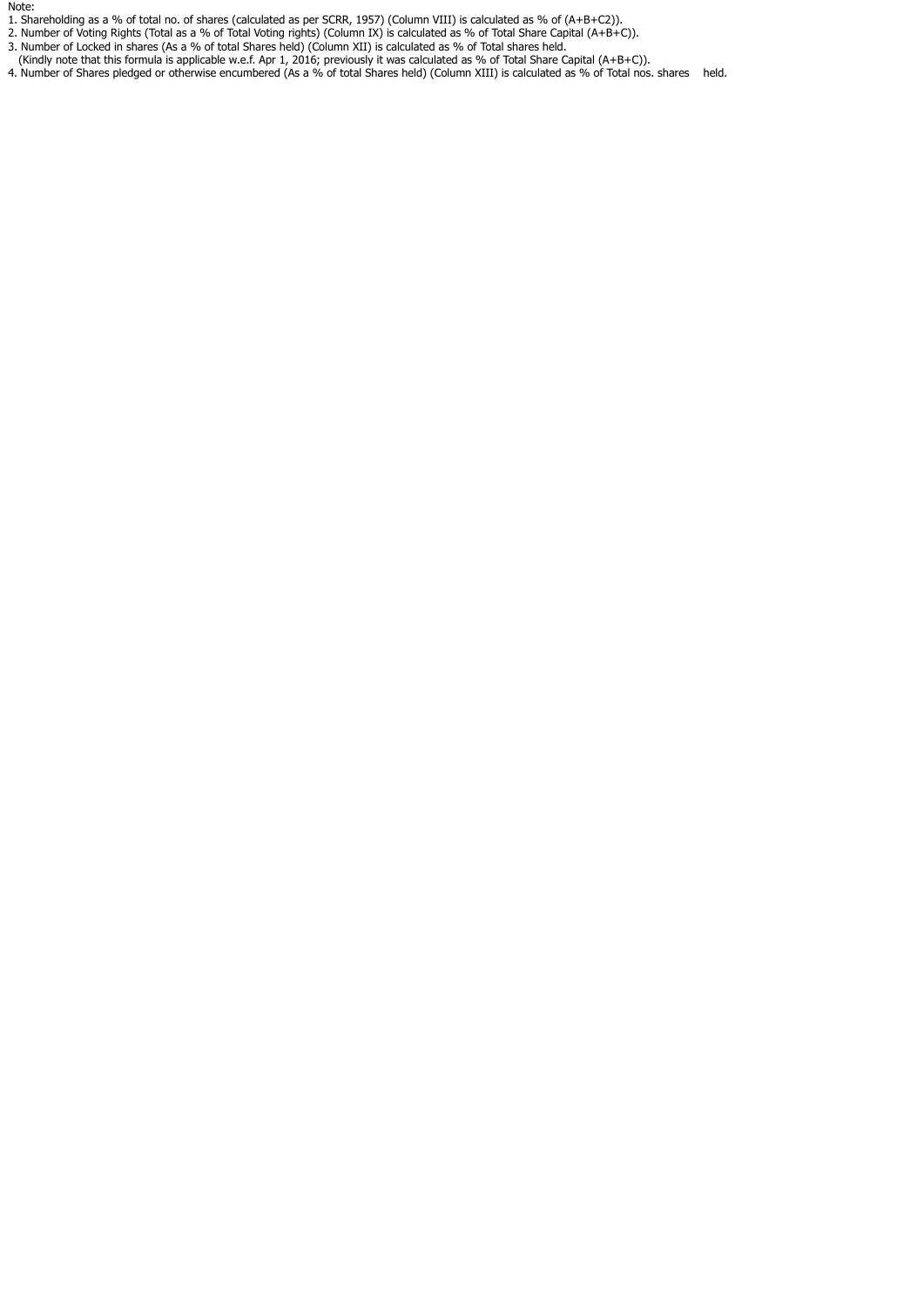Note:

1. Shareholding as a % of total no. of shares (calculated as per SCRR, 1957) (Column VIII) is calculated as % of (A+B+C2)).
2. Number of Voting Rights (Total as a % of Total Voting rights) (Column IX) is calculated as % of Total Share Capital (A+B+C)).
3. Number of Locked in shares (As a % of total Shares held) (Column XII) is calculated as % of Total shares held.
   (Kindly note that this formula is applicable w.e.f. Apr 1, 2016; previously it was calculated as % of Total Share Capital (A+B+C)).
4. Number of Shares pledged or otherwise encumbered (As a % of total Shares held) (Column XIII) is calculated as % of Total nos. shares held.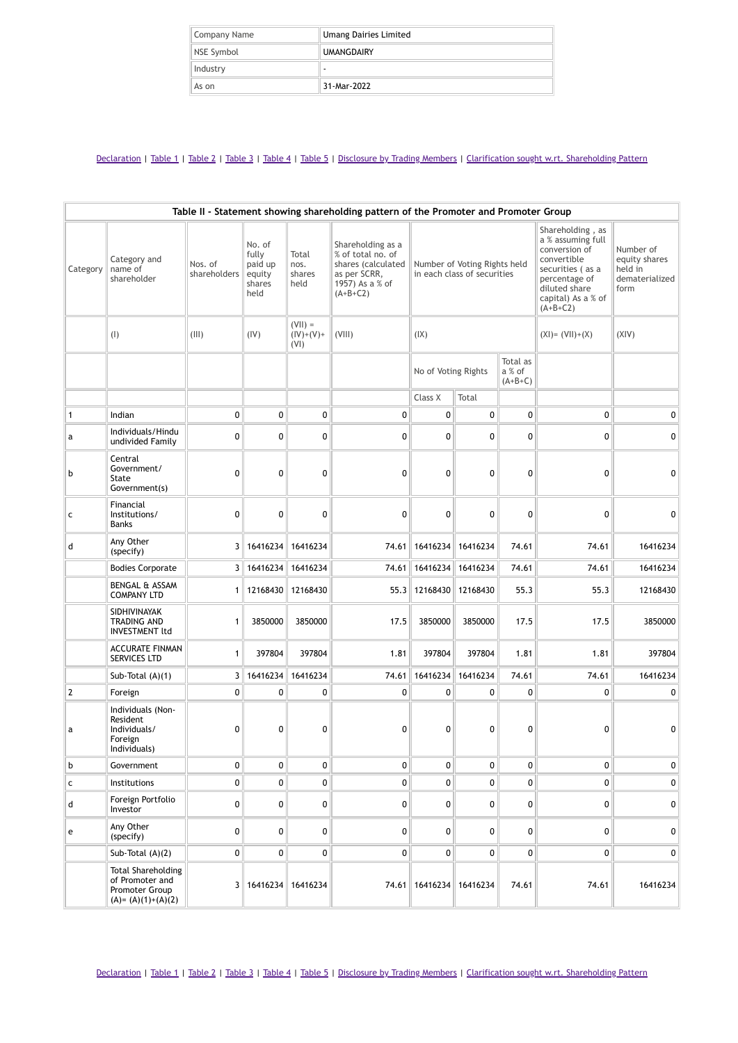| | |
|---|---|
| Company Name | Umang Dairies Limited |
| NSE Symbol | UMANGDAIRY |
| Industry | - |
| As on | 31-Mar-2022 |

Declaration | Table 1 | Table 2 | Table 3 | Table 4 | Table 5 | Disclosure by Trading Members | Clarification sought w.rt. Shareholding Pattern

**Table II - Statement showing shareholding pattern of the Promoter and Promoter Group**

| Category | Category and name of shareholder | Nos. of shareholders | No. of fully paid up equity shares held | Total nos. shares held | Shareholding as a % of total no. of shares (calculated as per SCRR, 1957) As a % of (A+B+C2) | Number of Voting Rights held in each class of securities | | | Shareholding , as a % assuming full conversion of convertible securities ( as a percentage of diluted share capital) As a % of (A+B+C2) | Number of equity shares held in dematerialized form |
|---|---|---|---|---|---|---|---|---|---|---|
| | (I) | (III) | (IV) | (VII) = (IV)+(V)+ (VI) | (VIII) | (IX) | | | (XI)= (VII)+(X) | (XIV) |
| | | | | | | No of Voting Rights | | Total as a % of (A+B+C) | | |
| | | | | | | Class X | Total | | | |
| 1 | Indian | 0 | 0 | 0 | 0 | 0 | 0 | 0 | 0 | 0 |
| a | Individuals/Hindu undivided Family | 0 | 0 | 0 | 0 | 0 | 0 | 0 | 0 | 0 |
| b | Central Government/ State Government(s) | 0 | 0 | 0 | 0 | 0 | 0 | 0 | 0 | 0 |
| c | Financial Institutions/ Banks | 0 | 0 | 0 | 0 | 0 | 0 | 0 | 0 | 0 |
| d | Any Other (specify) | 3 | 16416234 | 16416234 | 74.61 | 16416234 | 16416234 | 74.61 | 74.61 | 16416234 |
| | Bodies Corporate | 3 | 16416234 | 16416234 | 74.61 | 16416234 | 16416234 | 74.61 | 74.61 | 16416234 |
| | BENGAL & ASSAM COMPANY LTD | 1 | 12168430 | 12168430 | 55.3 | 12168430 | 12168430 | 55.3 | 55.3 | 12168430 |
| | SIDHIVINAYAK TRADING AND INVESTMENT ltd | 1 | 3850000 | 3850000 | 17.5 | 3850000 | 3850000 | 17.5 | 17.5 | 3850000 |
| | ACCURATE FINMAN SERVICES LTD | 1 | 397804 | 397804 | 1.81 | 397804 | 397804 | 1.81 | 1.81 | 397804 |
| | Sub-Total (A)(1) | 3 | 16416234 | 16416234 | 74.61 | 16416234 | 16416234 | 74.61 | 74.61 | 16416234 |
| 2 | Foreign | 0 | 0 | 0 | 0 | 0 | 0 | 0 | 0 | 0 |
| a | Individuals (Non-Resident Individuals/ Foreign Individuals) | 0 | 0 | 0 | 0 | 0 | 0 | 0 | 0 | 0 |
| b | Government | 0 | 0 | 0 | 0 | 0 | 0 | 0 | 0 | 0 |
| c | Institutions | 0 | 0 | 0 | 0 | 0 | 0 | 0 | 0 | 0 |
| d | Foreign Portfolio Investor | 0 | 0 | 0 | 0 | 0 | 0 | 0 | 0 | 0 |
| e | Any Other (specify) | 0 | 0 | 0 | 0 | 0 | 0 | 0 | 0 | 0 |
| | Sub-Total (A)(2) | 0 | 0 | 0 | 0 | 0 | 0 | 0 | 0 | 0 |
| | Total Shareholding of Promoter and Promoter Group (A)= (A)(1)+(A)(2) | 3 | 16416234 | 16416234 | 74.61 | 16416234 | 16416234 | 74.61 | 74.61 | 16416234 |

Declaration | Table 1 | Table 2 | Table 3 | Table 4 | Table 5 | Disclosure by Trading Members | Clarification sought w.rt. Shareholding Pattern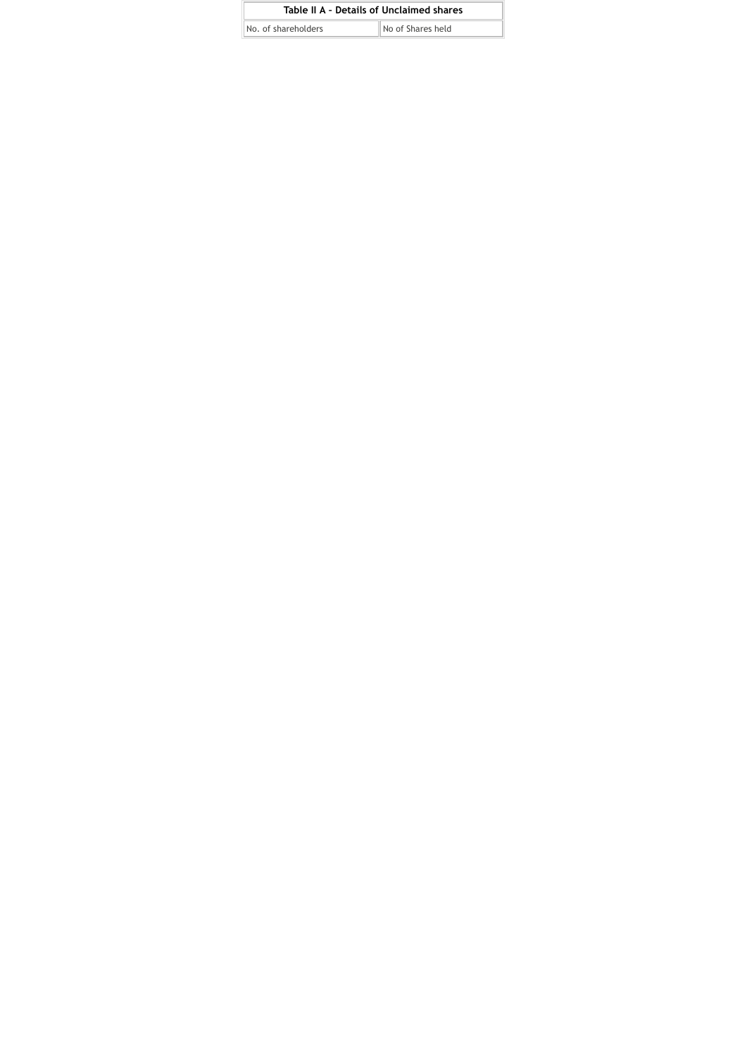| Table II A - Details of Unclaimed shares | |
|---|---|
| No. of shareholders | No of Shares held |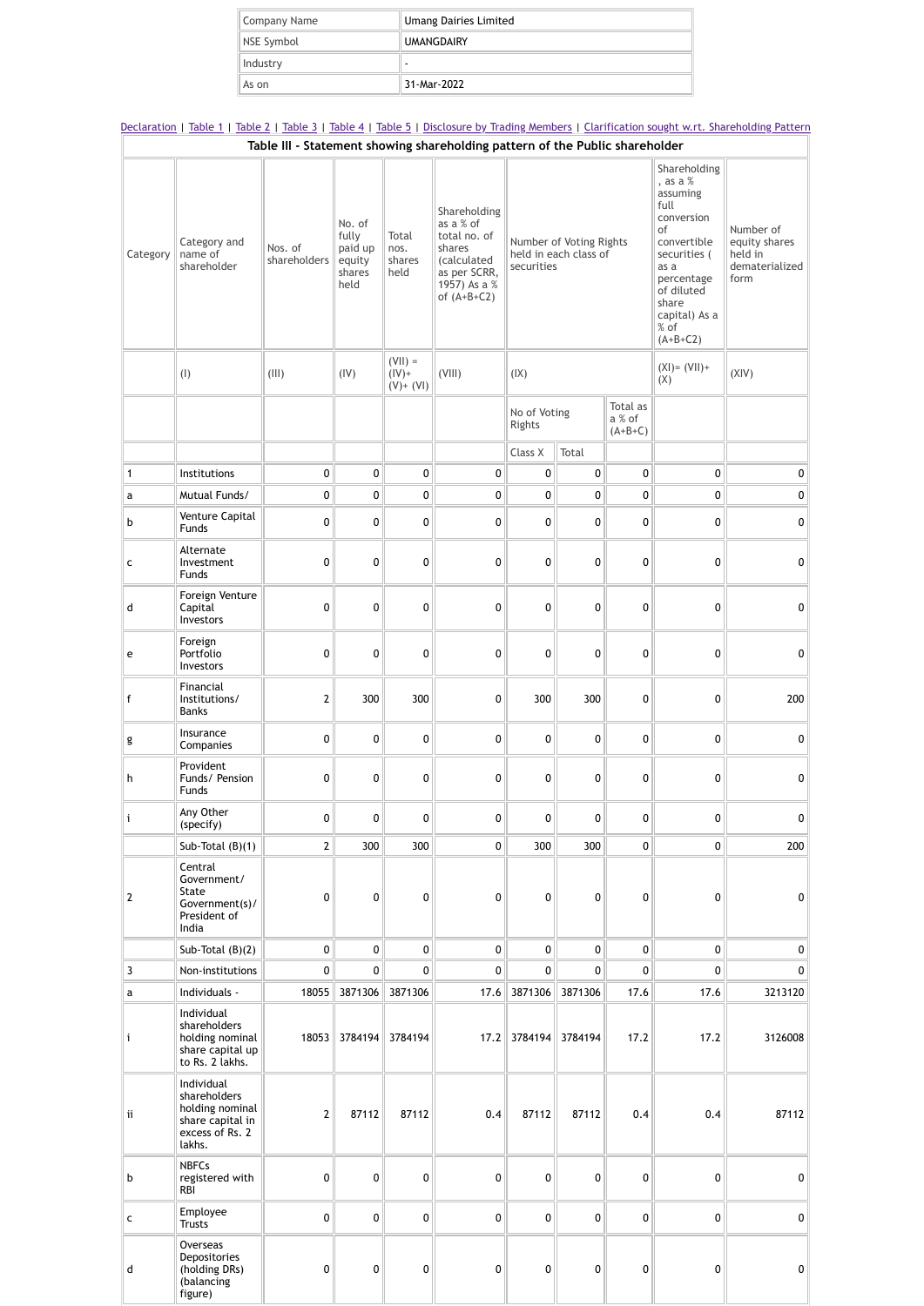| Company Name | Umang Dairies Limited |
|---|---|
| NSE Symbol | UMANGDAIRY |
| Industry | - |
| As on | 31-Mar-2022 |

Declaration | Table 1 | Table 2 | Table 3 | Table 4 | Table 5 | Disclosure by Trading Members | Clarification sought w.r.t. Shareholding Pattern

**Table III - Statement showing shareholding pattern of the Public shareholder**

| Category | Category and name of shareholder | Nos. of shareholders | No. of fully paid up equity shares held | Total nos. shares held | Shareholding as a % of total no. of shares (calculated as per SCRR, 1957) As a % of (A+B+C2) | Number of Voting Rights held in each class of securities | | | Shareholding , as a % assuming full conversion of convertible securities ( as a percentage of diluted share capital) As a % of (A+B+C2) | Number of equity shares held in dematerialized form |
|---|---|---|---|---|---|---|---|---|---|---|
| | (I) | (III) | (IV) | (VII) = (IV)+ (V)+ (VI) | (VIII) | (IX) | | | (XI)= (VII)+ (X) | (XIV) |
| | | | | | | No of Voting Rights | | Total as a % of (A+B+C) | | |
| | | | | | | Class X | Total | | | |
| 1 | Institutions | 0 | 0 | 0 | 0 | 0 | 0 | 0 | 0 | 0 |
| a | Mutual Funds/ | 0 | 0 | 0 | 0 | 0 | 0 | 0 | 0 | 0 |
| b | Venture Capital Funds | 0 | 0 | 0 | 0 | 0 | 0 | 0 | 0 | 0 |
| c | Alternate Investment Funds | 0 | 0 | 0 | 0 | 0 | 0 | 0 | 0 | 0 |
| d | Foreign Venture Capital Investors | 0 | 0 | 0 | 0 | 0 | 0 | 0 | 0 | 0 |
| e | Foreign Portfolio Investors | 0 | 0 | 0 | 0 | 0 | 0 | 0 | 0 | 0 |
| f | Financial Institutions/ Banks | 2 | 300 | 300 | 0 | 300 | 300 | 0 | 0 | 200 |
| g | Insurance Companies | 0 | 0 | 0 | 0 | 0 | 0 | 0 | 0 | 0 |
| h | Provident Funds/ Pension Funds | 0 | 0 | 0 | 0 | 0 | 0 | 0 | 0 | 0 |
| i | Any Other (specify) | 0 | 0 | 0 | 0 | 0 | 0 | 0 | 0 | 0 |
| | Sub-Total (B)(1) | 2 | 300 | 300 | 0 | 300 | 300 | 0 | 0 | 200 |
| 2 | Central Government/ State Government(s)/ President of India | 0 | 0 | 0 | 0 | 0 | 0 | 0 | 0 | 0 |
| | Sub-Total (B)(2) | 0 | 0 | 0 | 0 | 0 | 0 | 0 | 0 | 0 |
| 3 | Non-institutions | 0 | 0 | 0 | 0 | 0 | 0 | 0 | 0 | 0 |
| a | Individuals - | 18055 | 3871306 | 3871306 | 17.6 | 3871306 | 3871306 | 17.6 | 17.6 | 3213120 |
| i | Individual shareholders holding nominal share capital up to Rs. 2 lakhs. | 18053 | 3784194 | 3784194 | 17.2 | 3784194 | 3784194 | 17.2 | 17.2 | 3126008 |
| ii | Individual shareholders holding nominal share capital in excess of Rs. 2 lakhs. | 2 | 87112 | 87112 | 0.4 | 87112 | 87112 | 0.4 | 0.4 | 87112 |
| b | NBFCs registered with RBI | 0 | 0 | 0 | 0 | 0 | 0 | 0 | 0 | 0 |
| c | Employee Trusts | 0 | 0 | 0 | 0 | 0 | 0 | 0 | 0 | 0 |
| d | Overseas Depositories (holding DRs) (balancing figure) | 0 | 0 | 0 | 0 | 0 | 0 | 0 | 0 | 0 |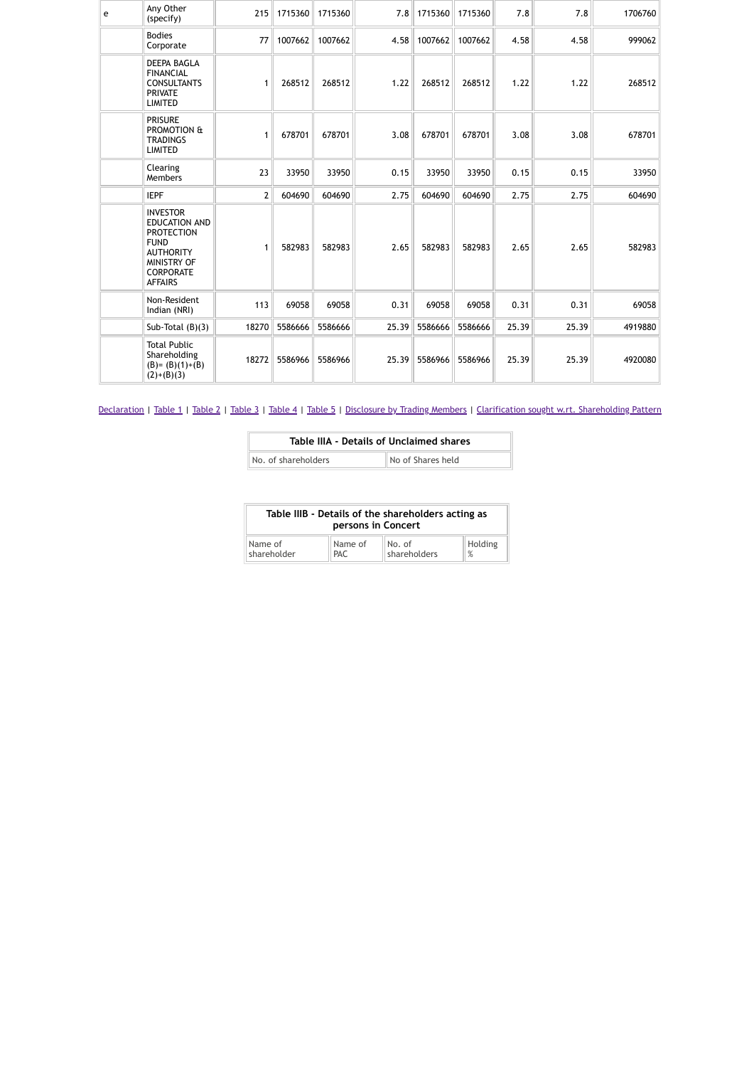| | | | | | | | | | | |
|---|---|---|---|---|---|---|---|---|---|---|
| e | Any Other (specify) | 215 | 1715360 | 1715360 | 7.8 | 1715360 | 1715360 | 7.8 | 7.8 | 1706760 |
| | Bodies Corporate | 77 | 1007662 | 1007662 | 4.58 | 1007662 | 1007662 | 4.58 | 4.58 | 999062 |
| | DEEPA BAGLA FINANCIAL CONSULTANTS PRIVATE LIMITED | 1 | 268512 | 268512 | 1.22 | 268512 | 268512 | 1.22 | 1.22 | 268512 |
| | PRISURE PROMOTION & TRADINGS LIMITED | 1 | 678701 | 678701 | 3.08 | 678701 | 678701 | 3.08 | 3.08 | 678701 |
| | Clearing Members | 23 | 33950 | 33950 | 0.15 | 33950 | 33950 | 0.15 | 0.15 | 33950 |
| | IEPF | 2 | 604690 | 604690 | 2.75 | 604690 | 604690 | 2.75 | 2.75 | 604690 |
| | INVESTOR EDUCATION AND PROTECTION FUND AUTHORITY MINISTRY OF CORPORATE AFFAIRS | 1 | 582983 | 582983 | 2.65 | 582983 | 582983 | 2.65 | 2.65 | 582983 |
| | Non-Resident Indian (NRI) | 113 | 69058 | 69058 | 0.31 | 69058 | 69058 | 0.31 | 0.31 | 69058 |
| | Sub-Total (B)(3) | 18270 | 5586666 | 5586666 | 25.39 | 5586666 | 5586666 | 25.39 | 25.39 | 4919880 |
| | Total Public Shareholding (B)= (B)(1)+(B)(2)+(B)(3) | 18272 | 5586966 | 5586966 | 25.39 | 5586966 | 5586966 | 25.39 | 25.39 | 4920080 |

Declaration | Table 1 | Table 2 | Table 3 | Table 4 | Table 5 | Disclosure by Trading Members | Clarification sought w.rt. Shareholding Pattern

| Table IIIA - Details of Unclaimed shares | |
|---|---|
| No. of shareholders | No of Shares held |

| Table IIIB - Details of the shareholders acting as persons in Concert | | | |
|---|---|---|---|
| Name of shareholder | Name of PAC | No. of shareholders | Holding % |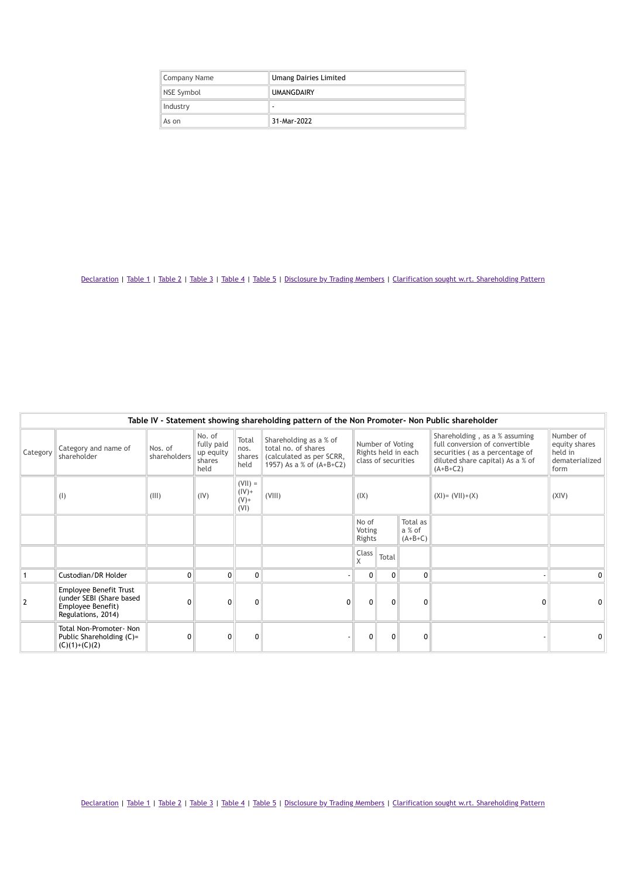| Company Name | Umang Dairies Limited |
|---|---|
| NSE Symbol | UMANGDAIRY |
| Industry | - |
| As on | 31-Mar-2022 |

Declaration | Table 1 | Table 2 | Table 3 | Table 4 | Table 5 | Disclosure by Trading Members | Clarification sought w.rt. Shareholding Pattern

## Table IV - Statement showing shareholding pattern of the Non Promoter- Non Public shareholder

| Category | Category and name of shareholder | Nos. of shareholders | No. of fully paid up equity shares held | Total nos. shares held | Shareholding as a % of total no. of shares (calculated as per SCRR, 1957) As a % of (A+B+C2) | Number of Voting Rights held in each class of securities | | | Shareholding , as a % assuming full conversion of convertible securities ( as a percentage of diluted share capital) As a % of (A+B+C2) | Number of equity shares held in dematerialized form |
|---|---|---|---|---|---|---|---|---|---|---|
| | (I) | (III) | (IV) | (VII) = (IV)+ (V)+ (VI) | (VIII) | (IX) | | | (XI)= (VII)+(X) | (XIV) |
| | | | | | | No of Voting Rights | | Total as a % of (A+B+C) | | |
| | | | | | | Class X | Total | | | |
| 1 | Custodian/DR Holder | 0 | 0 | 0 | - | 0 | 0 | 0 | - | 0 |
| 2 | Employee Benefit Trust (under SEBI (Share based Employee Benefit) Regulations, 2014) | 0 | 0 | 0 | 0 | 0 | 0 | 0 | 0 | 0 |
| | Total Non-Promoter- Non Public Shareholding (C)= (C)(1)+(C)(2) | 0 | 0 | 0 | - | 0 | 0 | 0 | - | 0 |

Declaration | Table 1 | Table 2 | Table 3 | Table 4 | Table 5 | Disclosure by Trading Members | Clarification sought w.rt. Shareholding Pattern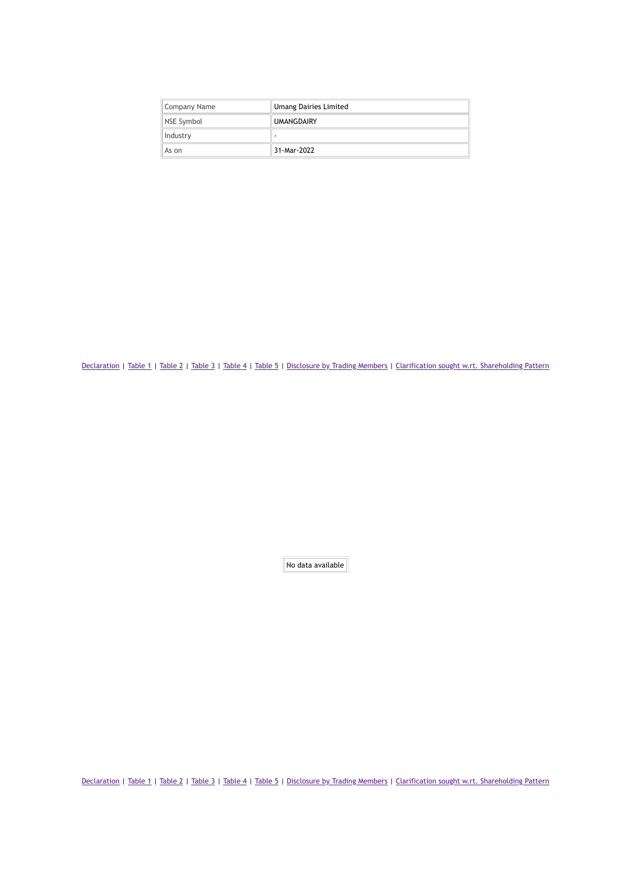| | |
|---|---|
| Company Name | Umang Dairies Limited |
| NSE Symbol | UMANGDAIRY |
| Industry | - |
| As on | 31-Mar-2022 |

Declaration | Table 1 | Table 2 | Table 3 | Table 4 | Table 5 | Disclosure by Trading Members | Clarification sought w.rt. Shareholding Pattern

| |
|---|
| No data available |

Declaration | Table 1 | Table 2 | Table 3 | Table 4 | Table 5 | Disclosure by Trading Members | Clarification sought w.rt. Shareholding Pattern